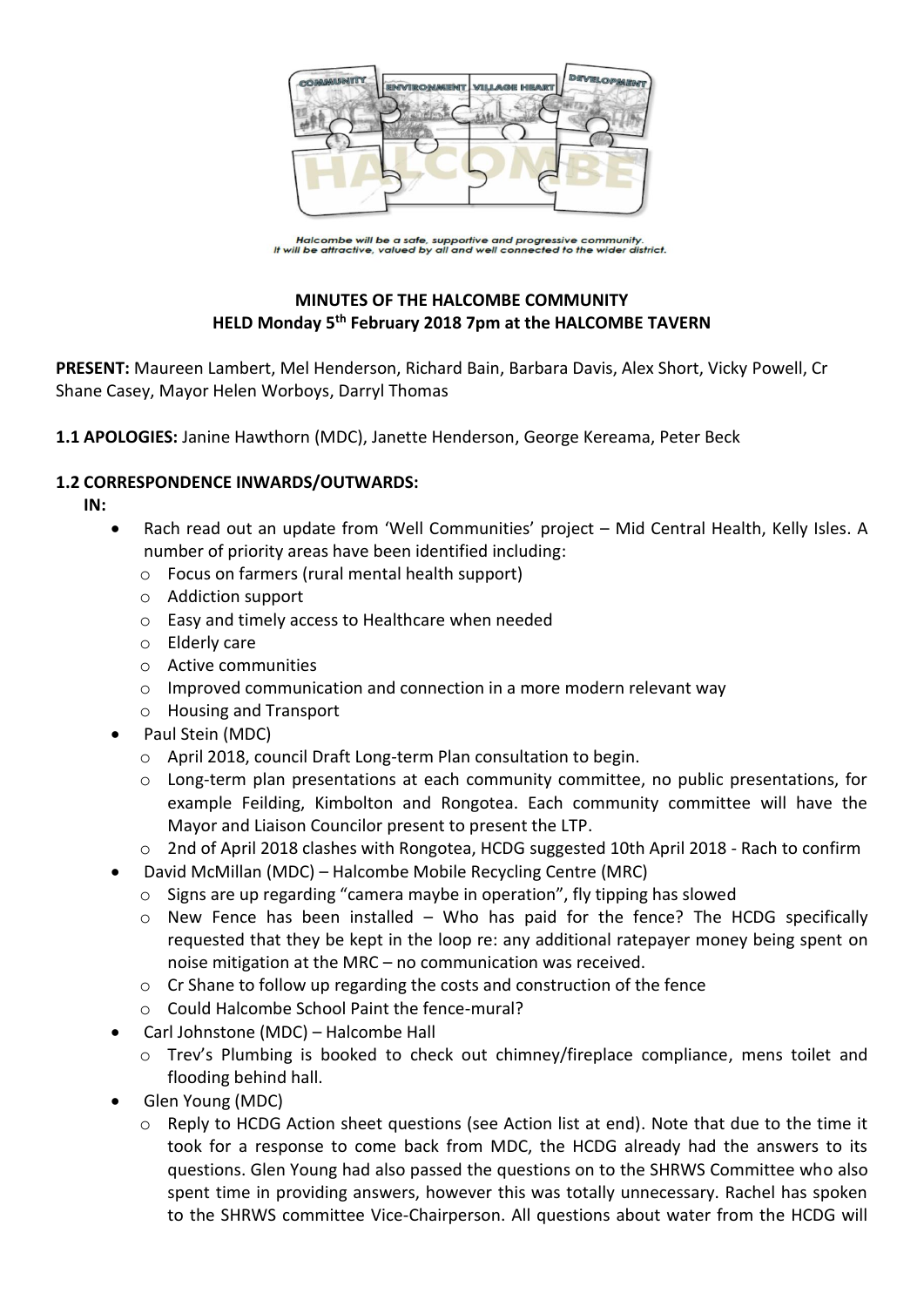Halcombe will be a safe, supportive and progressive community. It will be attractive, valued by all and well connected to the wider district.

**MINUTES OF THE HALCOMBE COMMUNITY**
**HELD Monday 5th February 2018 7pm at the HALCOMBE TAVERN**

**PRESENT:** Maureen Lambert, Mel Henderson, Richard Bain, Barbara Davis, Alex Short, Vicky Powell, Cr Shane Casey, Mayor Helen Worboys, Darryl Thomas

**1.1 APOLOGIES:** Janine Hawthorn (MDC), Janette Henderson, George Kereama, Peter Beck

**1.2 CORRESPONDENCE INWARDS/OUTWARDS:**

**IN:**

- Rach read out an update from 'Well Communities' project – Mid Central Health, Kelly Isles. A number of priority areas have been identified including:
  - Focus on farmers (rural mental health support)
  - Addiction support
  - Easy and timely access to Healthcare when needed
  - Elderly care
  - Active communities
  - Improved communication and connection in a more modern relevant way
  - Housing and Transport
- Paul Stein (MDC)
  - April 2018, council Draft Long-term Plan consultation to begin.
  - Long-term plan presentations at each community committee, no public presentations, for example Feilding, Kimbolton and Rongotea. Each community committee will have the Mayor and Liaison Councilor present to present the LTP.
  - 2nd of April 2018 clashes with Rongotea, HCDG suggested 10th April 2018 - Rach to confirm
- David McMillan (MDC) – Halcombe Mobile Recycling Centre (MRC)
  - Signs are up regarding "camera maybe in operation", fly tipping has slowed
  - New Fence has been installed – Who has paid for the fence? The HCDG specifically requested that they be kept in the loop re: any additional ratepayer money being spent on noise mitigation at the MRC – no communication was received.
  - Cr Shane to follow up regarding the costs and construction of the fence
  - Could Halcombe School Paint the fence-mural?
- Carl Johnstone (MDC) – Halcombe Hall
  - Trev's Plumbing is booked to check out chimney/fireplace compliance, mens toilet and flooding behind hall.
- Glen Young (MDC)
  - Reply to HCDG Action sheet questions (see Action list at end). Note that due to the time it took for a response to come back from MDC, the HCDG already had the answers to its questions. Glen Young had also passed the questions on to the SHRWS Committee who also spent time in providing answers, however this was totally unnecessary. Rachel has spoken to the SHRWS committee Vice-Chairperson. All questions about water from the HCDG will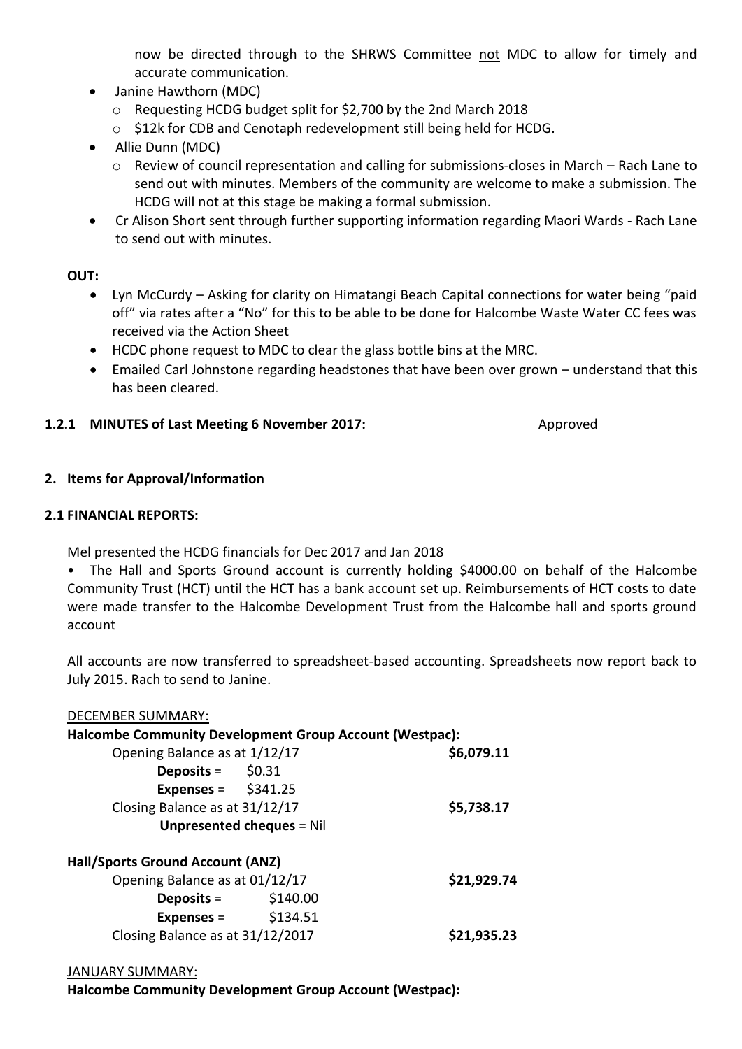now be directed through to the SHRWS Committee <u>not</u> MDC to allow for timely and accurate communication.

- Janine Hawthorn (MDC)
  - Requesting HCDG budget split for $2,700 by the 2nd March 2018
  - $12k for CDB and Cenotaph redevelopment still being held for HCDG.
- Allie Dunn (MDC)
  - Review of council representation and calling for submissions-closes in March – Rach Lane to send out with minutes. Members of the community are welcome to make a submission. The HCDG will not at this stage be making a formal submission.
- Cr Alison Short sent through further supporting information regarding Maori Wards - Rach Lane to send out with minutes.

**OUT:**

- Lyn McCurdy – Asking for clarity on Himatangi Beach Capital connections for water being "paid off" via rates after a "No" for this to be able to be done for Halcombe Waste Water CC fees was received via the Action Sheet
- HCDC phone request to MDC to clear the glass bottle bins at the MRC.
- Emailed Carl Johnstone regarding headstones that have been over grown – understand that this has been cleared.

**1.2.1 MINUTES of Last Meeting 6 November 2017:** Approved

## 2. Items for Approval/Information

### 2.1 FINANCIAL REPORTS:

Mel presented the HCDG financials for Dec 2017 and Jan 2018

- The Hall and Sports Ground account is currently holding $4000.00 on behalf of the Halcombe Community Trust (HCT) until the HCT has a bank account set up. Reimbursements of HCT costs to date were made transfer to the Halcombe Development Trust from the Halcombe hall and sports ground account

All accounts are now transferred to spreadsheet-based accounting. Spreadsheets now report back to July 2015. Rach to send to Janine.

<u>DECEMBER SUMMARY:</u>

**Halcombe Community Development Group Account (Westpac):**

| | | |
|---|---|---|
| Opening Balance as at 1/12/17 | | **$6,079.11** |
| **Deposits** = | $0.31 | |
| **Expenses** = | $341.25 | |
| Closing Balance as at 31/12/17 | | **$5,738.17** |
| **Unpresented cheques** = Nil | | |

**Hall/Sports Ground Account (ANZ)**

| | | |
|---|---|---|
| Opening Balance as at 01/12/17 | | **$21,929.74** |
| **Deposits** = | $140.00 | |
| **Expenses** = | $134.51 | |
| Closing Balance as at 31/12/2017 | | **$21,935.23** |

<u>JANUARY SUMMARY:</u>

**Halcombe Community Development Group Account (Westpac):**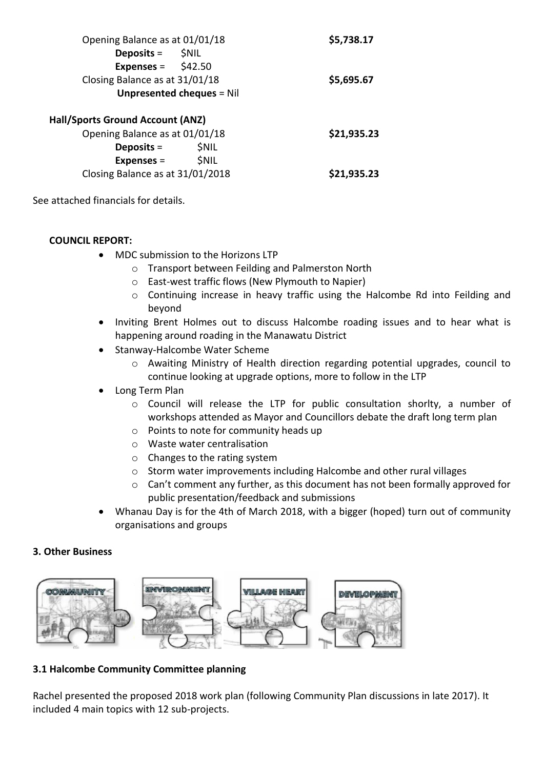Opening Balance as at 01/01/18 **$5,738.17**

**Deposits** = $NIL

**Expenses** = $42.50

Closing Balance as at 31/01/18 **$5,695.67**

**Unpresented cheques** = Nil

**Hall/Sports Ground Account (ANZ)**

Opening Balance as at 01/01/18 **$21,935.23**

**Deposits** = $NIL

**Expenses** = $NIL

Closing Balance as at 31/01/2018 **$21,935.23**

See attached financials for details.

**COUNCIL REPORT:**

- MDC submission to the Horizons LTP
  - Transport between Feilding and Palmerston North
  - East-west traffic flows (New Plymouth to Napier)
  - Continuing increase in heavy traffic using the Halcombe Rd into Feilding and beyond
- Inviting Brent Holmes out to discuss Halcombe roading issues and to hear what is happening around roading in the Manawatu District
- Stanway-Halcombe Water Scheme
  - Awaiting Ministry of Health direction regarding potential upgrades, council to continue looking at upgrade options, more to follow in the LTP
- Long Term Plan
  - Council will release the LTP for public consultation shorlty, a number of workshops attended as Mayor and Councillors debate the draft long term plan
  - Points to note for community heads up
  - Waste water centralisation
  - Changes to the rating system
  - Storm water improvements including Halcombe and other rural villages
  - Can't comment any further, as this document has not been formally approved for public presentation/feedback and submissions
- Whanau Day is for the 4th of March 2018, with a bigger (hoped) turn out of community organisations and groups

**3. Other Business**

**3.1 Halcombe Community Committee planning**

Rachel presented the proposed 2018 work plan (following Community Plan discussions in late 2017). It included 4 main topics with 12 sub-projects.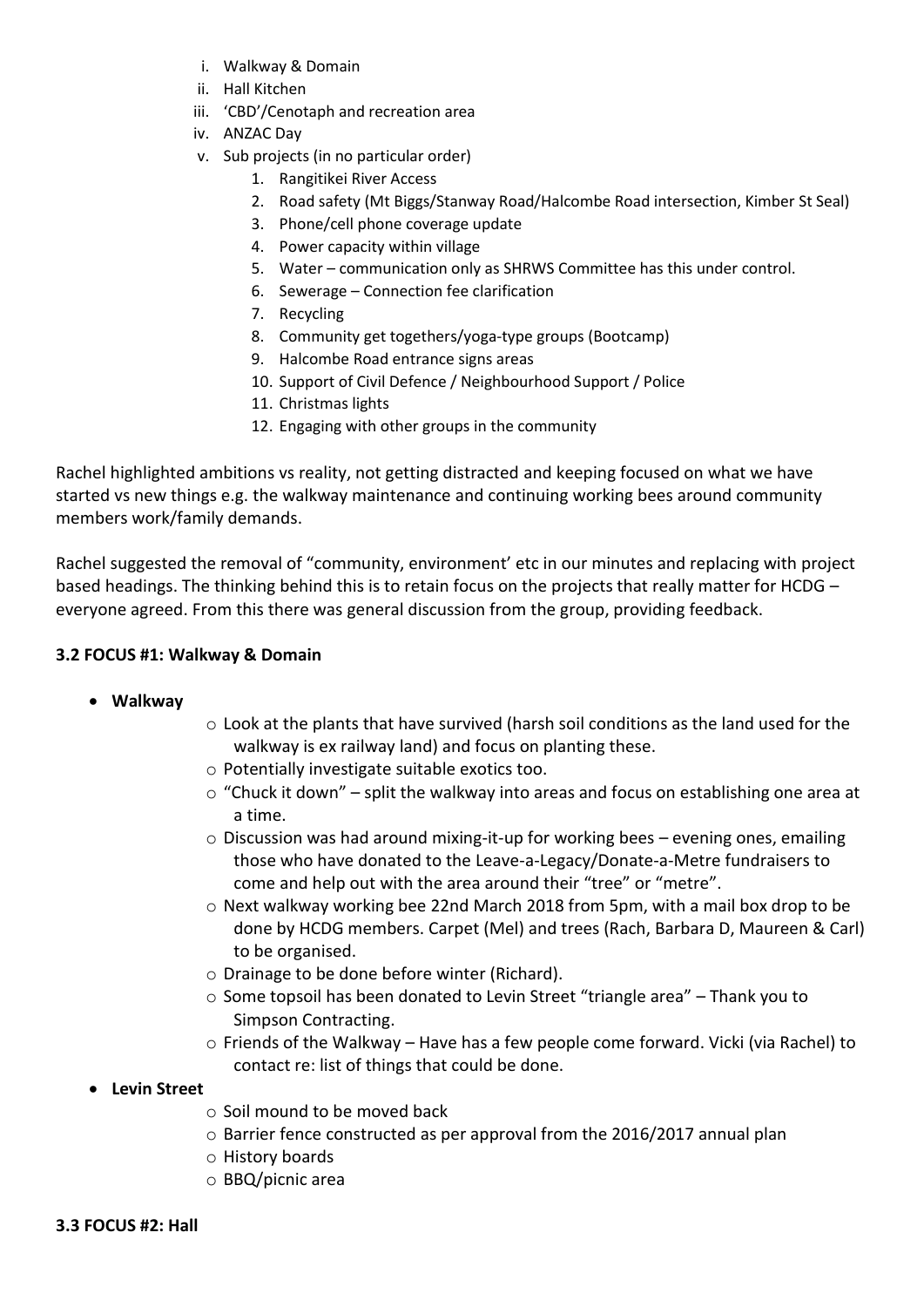i. Walkway & Domain
ii. Hall Kitchen
iii. 'CBD'/Cenotaph and recreation area
iv. ANZAC Day
v. Sub projects (in no particular order)
    1. Rangitikei River Access
    2. Road safety (Mt Biggs/Stanway Road/Halcombe Road intersection, Kimber St Seal)
    3. Phone/cell phone coverage update
    4. Power capacity within village
    5. Water – communication only as SHRWS Committee has this under control.
    6. Sewerage – Connection fee clarification
    7. Recycling
    8. Community get togethers/yoga-type groups (Bootcamp)
    9. Halcombe Road entrance signs areas
    10. Support of Civil Defence / Neighbourhood Support / Police
    11. Christmas lights
    12. Engaging with other groups in the community

Rachel highlighted ambitions vs reality, not getting distracted and keeping focused on what we have started vs new things e.g. the walkway maintenance and continuing working bees around community members work/family demands.

Rachel suggested the removal of "community, environment' etc in our minutes and replacing with project based headings. The thinking behind this is to retain focus on the projects that really matter for HCDG – everyone agreed. From this there was general discussion from the group, providing feedback.

**3.2 FOCUS #1: Walkway & Domain**

- **Walkway**
  - Look at the plants that have survived (harsh soil conditions as the land used for the walkway is ex railway land) and focus on planting these.
  - Potentially investigate suitable exotics too.
  - "Chuck it down" – split the walkway into areas and focus on establishing one area at a time.
  - Discussion was had around mixing-it-up for working bees – evening ones, emailing those who have donated to the Leave-a-Legacy/Donate-a-Metre fundraisers to come and help out with the area around their "tree" or "metre".
  - Next walkway working bee 22nd March 2018 from 5pm, with a mail box drop to be done by HCDG members. Carpet (Mel) and trees (Rach, Barbara D, Maureen & Carl) to be organised.
  - Drainage to be done before winter (Richard).
  - Some topsoil has been donated to Levin Street "triangle area" – Thank you to Simpson Contracting.
  - Friends of the Walkway – Have has a few people come forward. Vicki (via Rachel) to contact re: list of things that could be done.
- **Levin Street**
  - Soil mound to be moved back
  - Barrier fence constructed as per approval from the 2016/2017 annual plan
  - History boards
  - BBQ/picnic area

**3.3 FOCUS #2: Hall**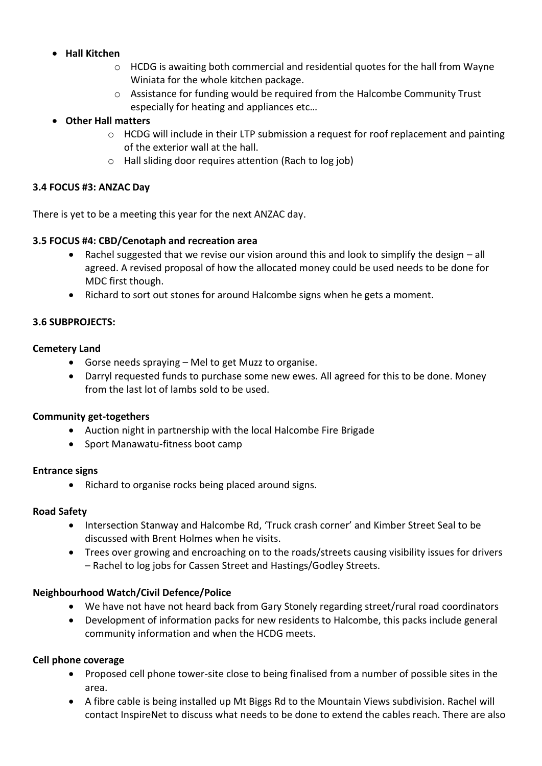- **Hall Kitchen**
    - HCDG is awaiting both commercial and residential quotes for the hall from Wayne Winiata for the whole kitchen package.
    - Assistance for funding would be required from the Halcombe Community Trust especially for heating and appliances etc…
- **Other Hall matters**
    - HCDG will include in their LTP submission a request for roof replacement and painting of the exterior wall at the hall.
    - Hall sliding door requires attention (Rach to log job)

**3.4 FOCUS #3: ANZAC Day**

There is yet to be a meeting this year for the next ANZAC day.

**3.5 FOCUS #4: CBD/Cenotaph and recreation area**

- Rachel suggested that we revise our vision around this and look to simplify the design – all agreed. A revised proposal of how the allocated money could be used needs to be done for MDC first though.
- Richard to sort out stones for around Halcombe signs when he gets a moment.

**3.6 SUBPROJECTS:**

**Cemetery Land**

- Gorse needs spraying – Mel to get Muzz to organise.
- Darryl requested funds to purchase some new ewes. All agreed for this to be done. Money from the last lot of lambs sold to be used.

**Community get-togethers**

- Auction night in partnership with the local Halcombe Fire Brigade
- Sport Manawatu-fitness boot camp

**Entrance signs**

- Richard to organise rocks being placed around signs.

**Road Safety**

- Intersection Stanway and Halcombe Rd, 'Truck crash corner' and Kimber Street Seal to be discussed with Brent Holmes when he visits.
- Trees over growing and encroaching on to the roads/streets causing visibility issues for drivers – Rachel to log jobs for Cassen Street and Hastings/Godley Streets.

**Neighbourhood Watch/Civil Defence/Police**

- We have not have not heard back from Gary Stonely regarding street/rural road coordinators
- Development of information packs for new residents to Halcombe, this packs include general community information and when the HCDG meets.

**Cell phone coverage**

- Proposed cell phone tower-site close to being finalised from a number of possible sites in the area.
- A fibre cable is being installed up Mt Biggs Rd to the Mountain Views subdivision. Rachel will contact InspireNet to discuss what needs to be done to extend the cables reach. There are also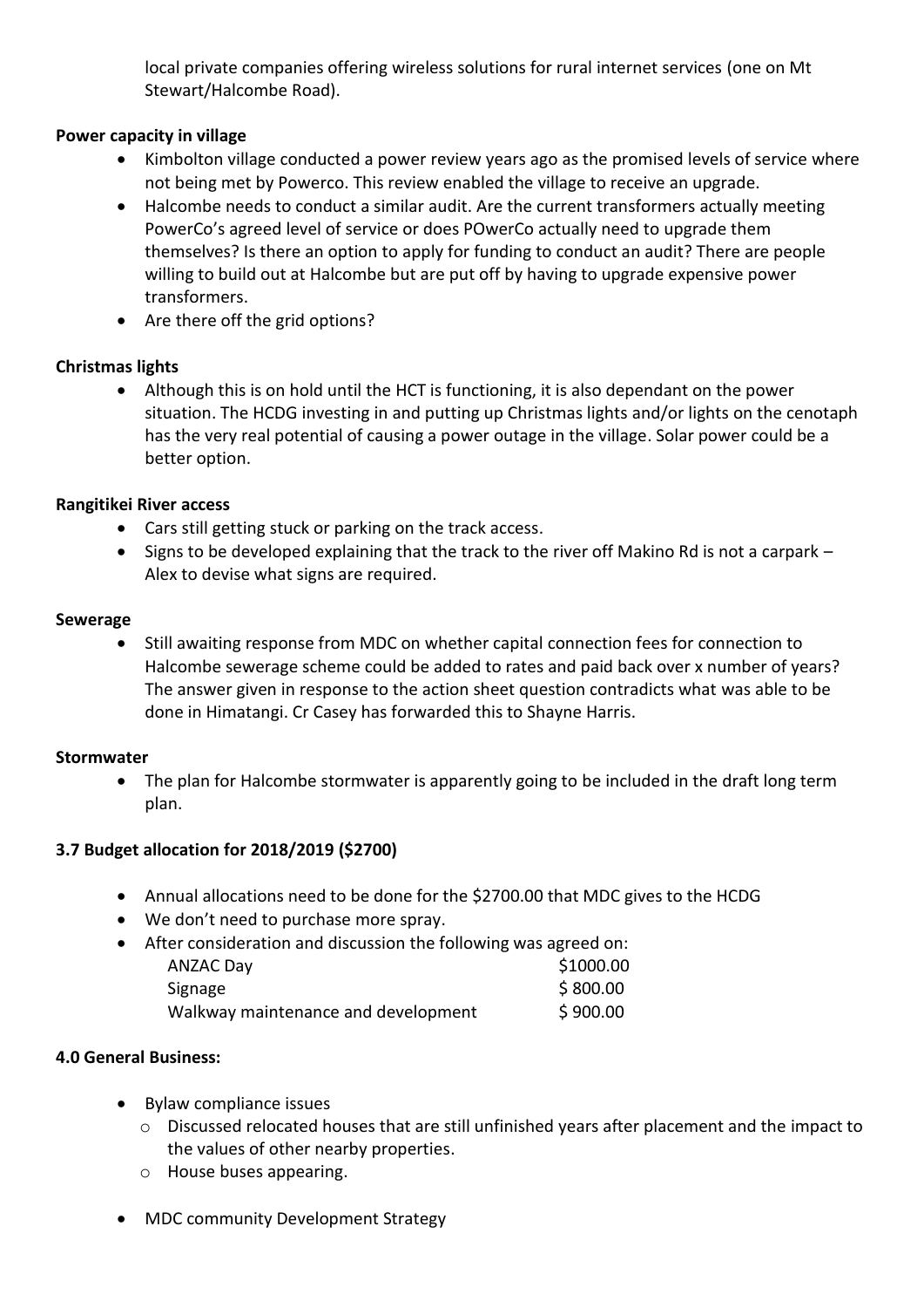local private companies offering wireless solutions for rural internet services (one on Mt Stewart/Halcombe Road).

**Power capacity in village**

- Kimbolton village conducted a power review years ago as the promised levels of service where not being met by Powerco. This review enabled the village to receive an upgrade.
- Halcombe needs to conduct a similar audit. Are the current transformers actually meeting PowerCo's agreed level of service or does POwerCo actually need to upgrade them themselves? Is there an option to apply for funding to conduct an audit? There are people willing to build out at Halcombe but are put off by having to upgrade expensive power transformers.
- Are there off the grid options?

**Christmas lights**

- Although this is on hold until the HCT is functioning, it is also dependant on the power situation. The HCDG investing in and putting up Christmas lights and/or lights on the cenotaph has the very real potential of causing a power outage in the village. Solar power could be a better option.

**Rangitikei River access**

- Cars still getting stuck or parking on the track access.
- Signs to be developed explaining that the track to the river off Makino Rd is not a carpark – Alex to devise what signs are required.

**Sewerage**

- Still awaiting response from MDC on whether capital connection fees for connection to Halcombe sewerage scheme could be added to rates and paid back over x number of years? The answer given in response to the action sheet question contradicts what was able to be done in Himatangi. Cr Casey has forwarded this to Shayne Harris.

**Stormwater**

- The plan for Halcombe stormwater is apparently going to be included in the draft long term plan.

**3.7 Budget allocation for 2018/2019 ($2700)**

- Annual allocations need to be done for the $2700.00 that MDC gives to the HCDG
- We don't need to purchase more spray.
- After consideration and discussion the following was agreed on:

| | |
|---|---|
| ANZAC Day | $1000.00 |
| Signage | $ 800.00 |
| Walkway maintenance and development | $ 900.00 |

**4.0 General Business:**

- Bylaw compliance issues
  - Discussed relocated houses that are still unfinished years after placement and the impact to the values of other nearby properties.
  - House buses appearing.
- MDC community Development Strategy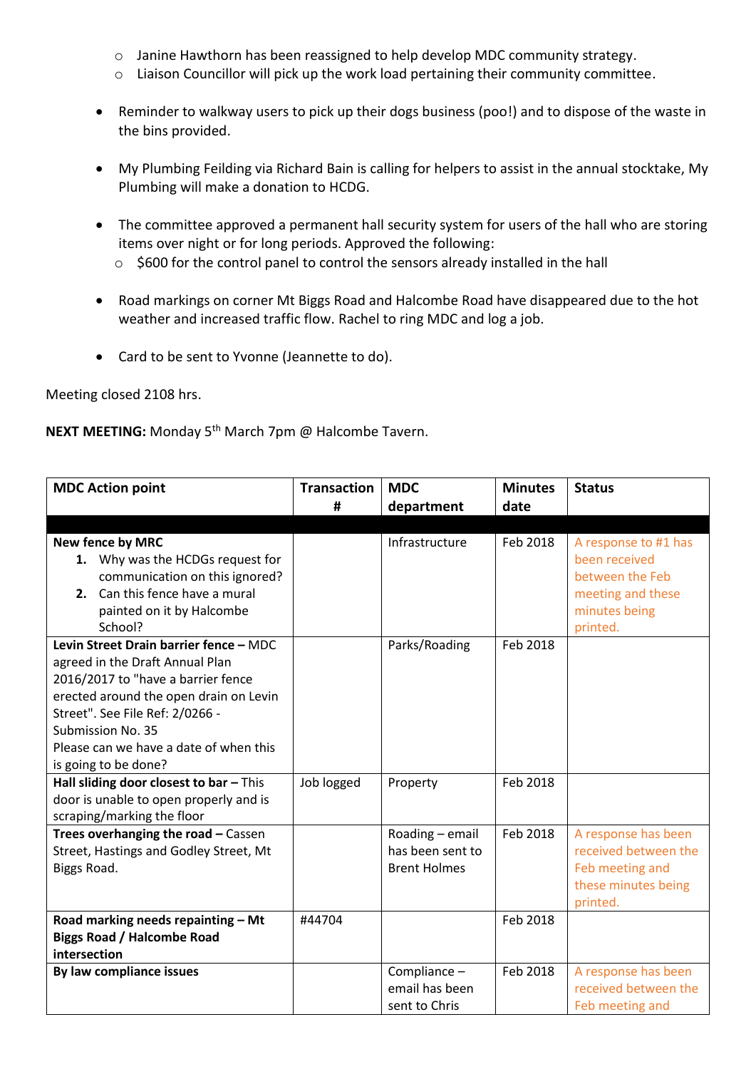- Janine Hawthorn has been reassigned to help develop MDC community strategy.
   - Liaison Councillor will pick up the work load pertaining their community committee.

- Reminder to walkway users to pick up their dogs business (poo!) and to dispose of the waste in the bins provided.

- My Plumbing Feilding via Richard Bain is calling for helpers to assist in the annual stocktake, My Plumbing will make a donation to HCDG.

- The committee approved a permanent hall security system for users of the hall who are storing items over night or for long periods. Approved the following:
   - $600 for the control panel to control the sensors already installed in the hall

- Road markings on corner Mt Biggs Road and Halcombe Road have disappeared due to the hot weather and increased traffic flow. Rachel to ring MDC and log a job.

- Card to be sent to Yvonne (Jeannette to do).

Meeting closed 2108 hrs.

**NEXT MEETING:** Monday 5th March 7pm @ Halcombe Tavern.

| MDC Action point | Transaction # | MDC department | Minutes date | Status |
|---|---|---|---|---|
| **New fence by MRC**<br>1. Why was the HCDGs request for communication on this ignored?<br>2. Can this fence have a mural painted on it by Halcombe School? | | Infrastructure | Feb 2018 | A response to #1 has been received between the Feb meeting and these minutes being printed. |
| **Levin Street Drain barrier fence –** MDC agreed in the Draft Annual Plan 2016/2017 to "have a barrier fence erected around the open drain on Levin Street". See File Ref: 2/0266 - Submission No. 35<br>Please can we have a date of when this is going to be done? | | Parks/Roading | Feb 2018 | |
| **Hall sliding door closest to bar –** This door is unable to open properly and is scraping/marking the floor | Job logged | Property | Feb 2018 | |
| **Trees overhanging the road –** Cassen Street, Hastings and Godley Street, Mt Biggs Road. | | Roading – email has been sent to Brent Holmes | Feb 2018 | A response has been received between the Feb meeting and these minutes being printed. |
| **Road marking needs repainting – Mt Biggs Road / Halcombe Road intersection** | #44704 | | Feb 2018 | |
| **By law compliance issues** | | Compliance – email has been sent to Chris | Feb 2018 | A response has been received between the Feb meeting and |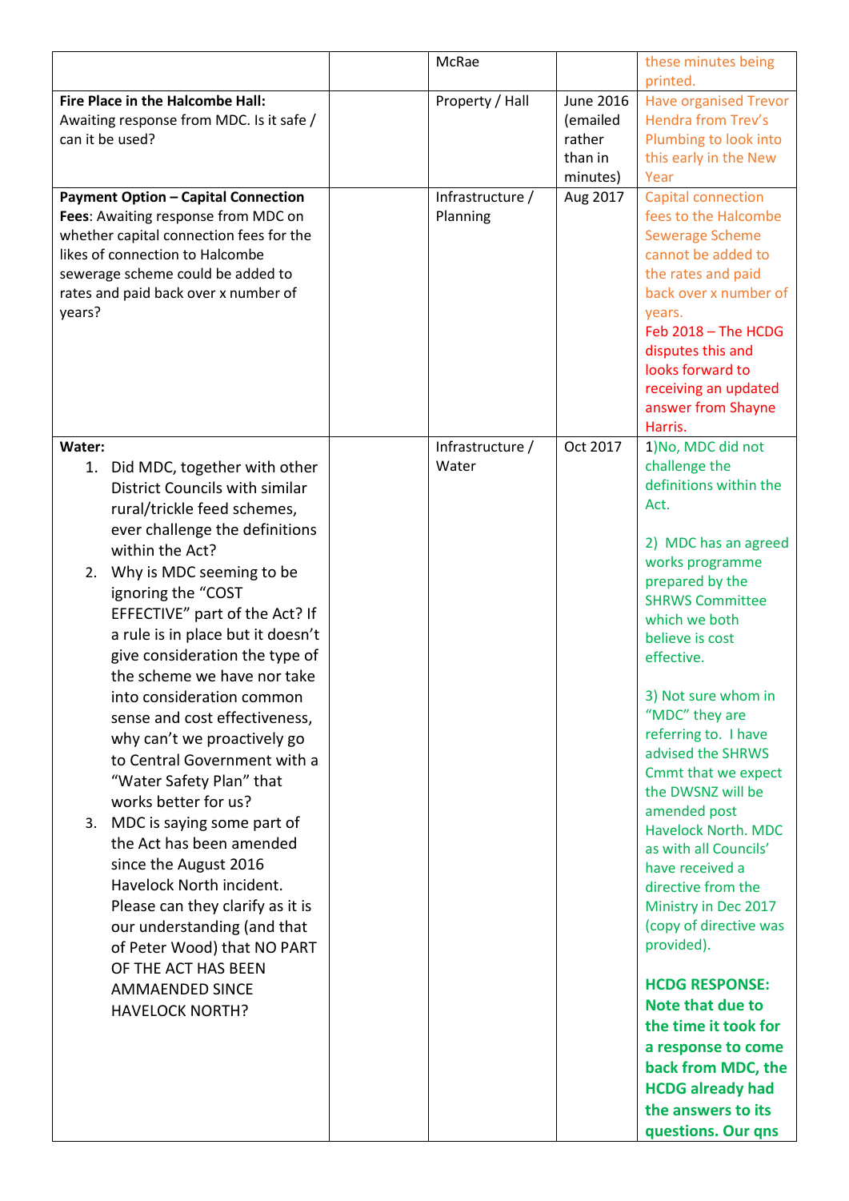| | | McRae | | these minutes being printed. |
|---|---|---|---|---|
| **Fire Place in the Halcombe Hall:** Awaiting response from MDC. Is it safe / can it be used? | | Property / Hall | June 2016 (emailed rather than in minutes) | Have organised Trevor Hendra from Trev's Plumbing to look into this early in the New Year |
| **Payment Option – Capital Connection Fees**: Awaiting response from MDC on whether capital connection fees for the likes of connection to Halcombe sewerage scheme could be added to rates and paid back over x number of years? | | Infrastructure / Planning | Aug 2017 | Capital connection fees to the Halcombe Sewerage Scheme cannot be added to the rates and paid back over x number of years.<br>Feb 2018 – The HCDG disputes this and looks forward to receiving an updated answer from Shayne Harris. |
| **Water:**<br>1. Did MDC, together with other District Councils with similar rural/trickle feed schemes, ever challenge the definitions within the Act?<br>2. Why is MDC seeming to be ignoring the "COST EFFECTIVE" part of the Act? If a rule is in place but it doesn't give consideration the type of the scheme we have nor take into consideration common sense and cost effectiveness, why can't we proactively go to Central Government with a "Water Safety Plan" that works better for us?<br>3. MDC is saying some part of the Act has been amended since the August 2016 Havelock North incident. Please can they clarify as it is our understanding (and that of Peter Wood) that NO PART OF THE ACT HAS BEEN AMMAENDED SINCE HAVELOCK NORTH? | | Infrastructure / Water | Oct 2017 | 1)No, MDC did not challenge the definitions within the Act.<br><br>2) MDC has an agreed works programme prepared by the SHRWS Committee which we both believe is cost effective.<br><br>3) Not sure whom in "MDC" they are referring to. I have advised the SHRWS Cmmt that we expect the DWSNZ will be amended post Havelock North. MDC as with all Councils' have received a directive from the Ministry in Dec 2017 (copy of directive was provided).<br><br>**HCDG RESPONSE: Note that due to the time it took for a response to come back from MDC, the HCDG already had the answers to its questions. Our qns** |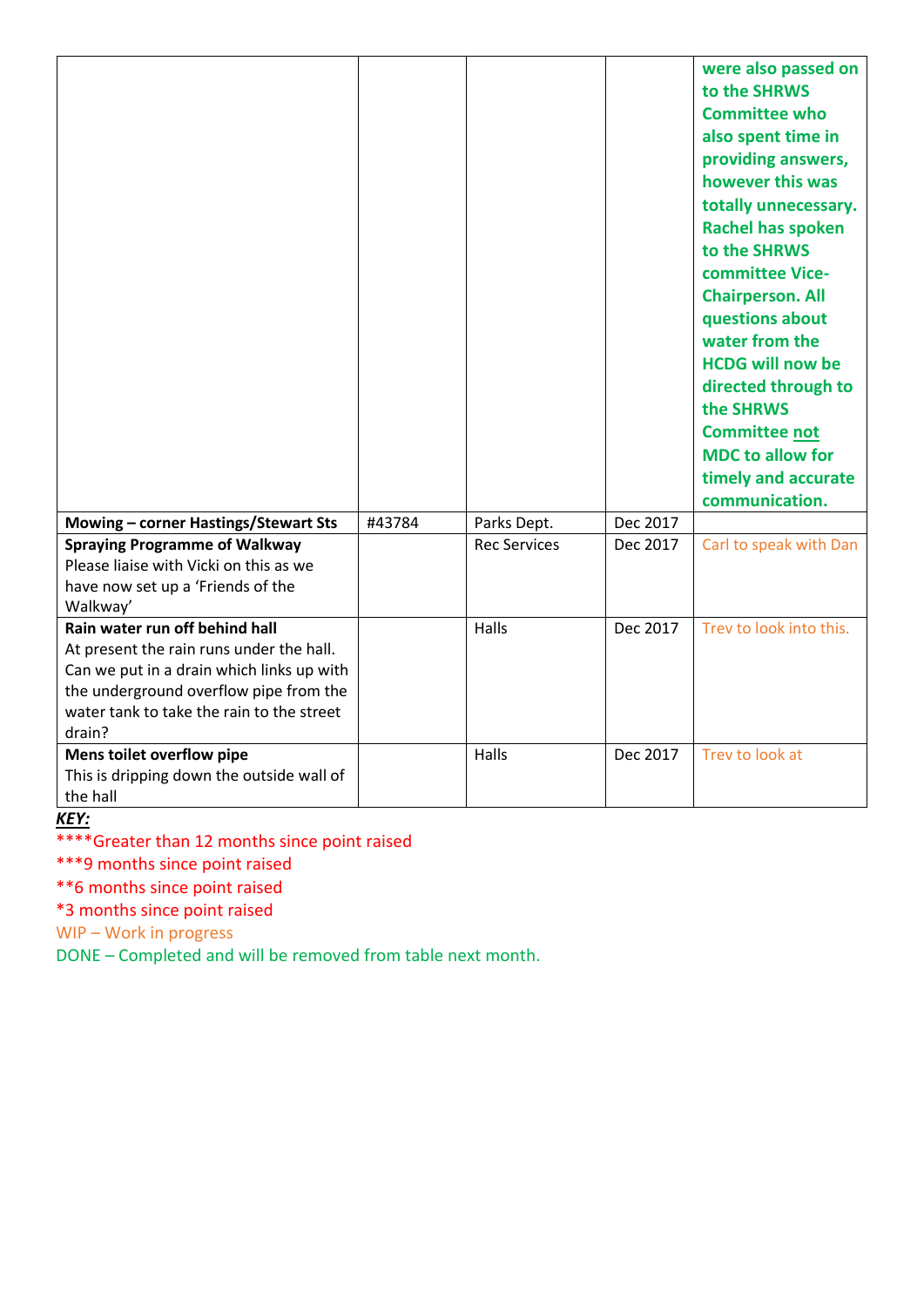| | | | | |
|---|---|---|---|---|
| | | | | **were also passed on to the SHRWS Committee who also spent time in providing answers, however this was totally unnecessary. Rachel has spoken to the SHRWS committee Vice-Chairperson. All questions about water from the HCDG will now be directed through to the SHRWS Committee not MDC to allow for timely and accurate communication.** |
| **Mowing – corner Hastings/Stewart Sts** | #43784 | Parks Dept. | Dec 2017 | |
| **Spraying Programme of Walkway** Please liaise with Vicki on this as we have now set up a 'Friends of the Walkway' | | Rec Services | Dec 2017 | Carl to speak with Dan |
| **Rain water run off behind hall** At present the rain runs under the hall. Can we put in a drain which links up with the underground overflow pipe from the water tank to take the rain to the street drain? | | Halls | Dec 2017 | Trev to look into this. |
| **Mens toilet overflow pipe** This is dripping down the outside wall of the hall | | Halls | Dec 2017 | Trev to look at |

***KEY:***

****Greater than 12 months since point raised

***9 months since point raised

**6 months since point raised

*3 months since point raised

WIP – Work in progress

DONE – Completed and will be removed from table next month.